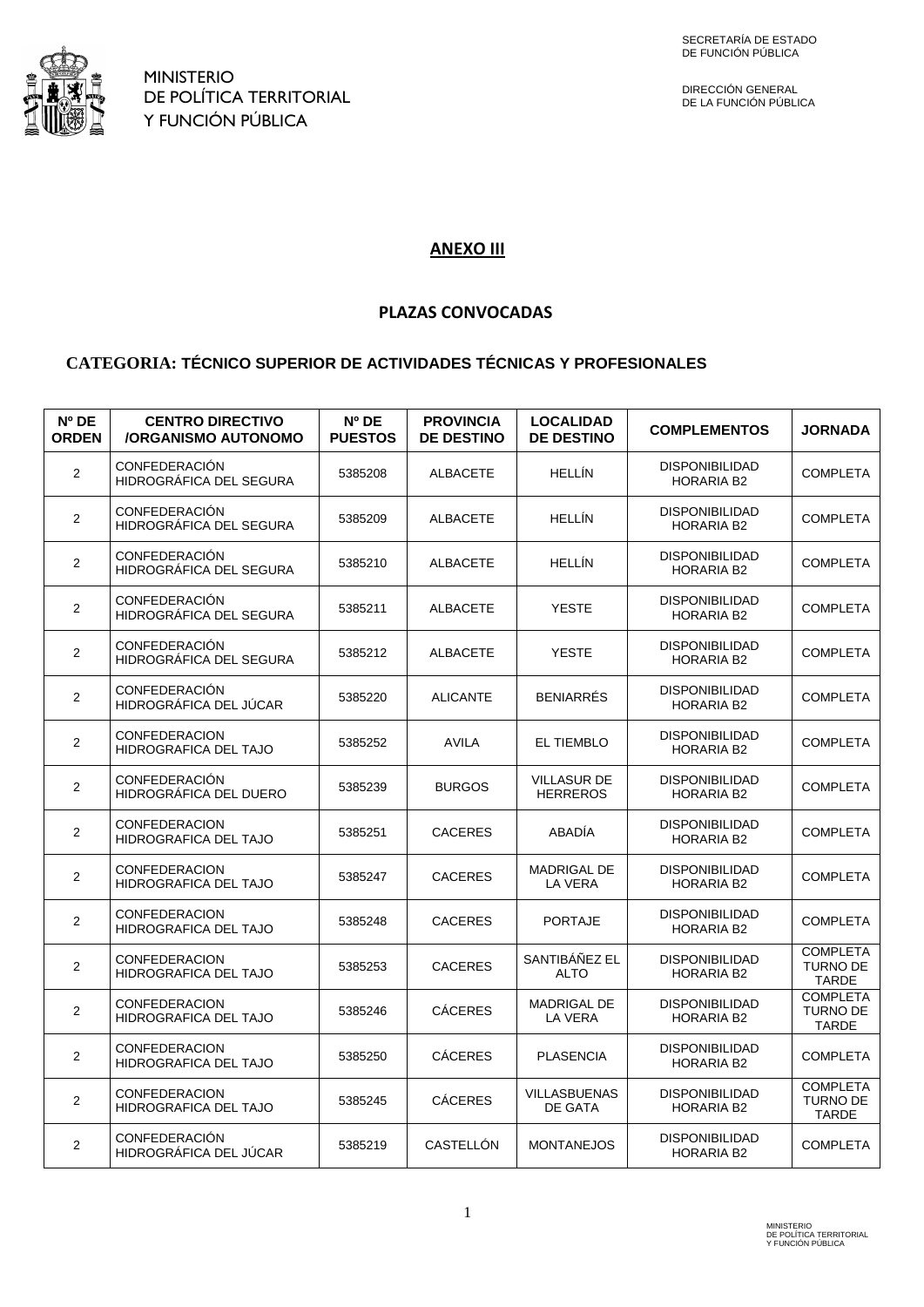MINISTERIO
DE POLÍTICA TERRITORIAL
Y FUNCIÓN PÚBLICA

SECRETARÍA DE ESTADO
DE FUNCIÓN PÚBLICA

DIRECCIÓN GENERAL
DE LA FUNCIÓN PÚBLICA

# ANEXO III

## PLAZAS CONVOCADAS

### CATEGORIA: TÉCNICO SUPERIOR DE ACTIVIDADES TÉCNICAS Y PROFESIONALES

| Nº DE ORDEN | CENTRO DIRECTIVO /ORGANISMO AUTONOMO | Nº DE PUESTOS | PROVINCIA DE DESTINO | LOCALIDAD DE DESTINO | COMPLEMENTOS | JORNADA |
|---|---|---|---|---|---|---|
| 2 | CONFEDERACIÓN HIDROGRÁFICA DEL SEGURA | 5385208 | ALBACETE | HELLÍN | DISPONIBILIDAD HORARIA B2 | COMPLETA |
| 2 | CONFEDERACIÓN HIDROGRÁFICA DEL SEGURA | 5385209 | ALBACETE | HELLÍN | DISPONIBILIDAD HORARIA B2 | COMPLETA |
| 2 | CONFEDERACIÓN HIDROGRÁFICA DEL SEGURA | 5385210 | ALBACETE | HELLÍN | DISPONIBILIDAD HORARIA B2 | COMPLETA |
| 2 | CONFEDERACIÓN HIDROGRÁFICA DEL SEGURA | 5385211 | ALBACETE | YESTE | DISPONIBILIDAD HORARIA B2 | COMPLETA |
| 2 | CONFEDERACIÓN HIDROGRÁFICA DEL SEGURA | 5385212 | ALBACETE | YESTE | DISPONIBILIDAD HORARIA B2 | COMPLETA |
| 2 | CONFEDERACIÓN HIDROGRÁFICA DEL JÚCAR | 5385220 | ALICANTE | BENIARRÉS | DISPONIBILIDAD HORARIA B2 | COMPLETA |
| 2 | CONFEDERACION HIDROGRAFICA DEL TAJO | 5385252 | AVILA | EL TIEMBLO | DISPONIBILIDAD HORARIA B2 | COMPLETA |
| 2 | CONFEDERACIÓN HIDROGRÁFICA DEL DUERO | 5385239 | BURGOS | VILLASUR DE HERREROS | DISPONIBILIDAD HORARIA B2 | COMPLETA |
| 2 | CONFEDERACION HIDROGRAFICA DEL TAJO | 5385251 | CACERES | ABADÍA | DISPONIBILIDAD HORARIA B2 | COMPLETA |
| 2 | CONFEDERACION HIDROGRAFICA DEL TAJO | 5385247 | CACERES | MADRIGAL DE LA VERA | DISPONIBILIDAD HORARIA B2 | COMPLETA |
| 2 | CONFEDERACION HIDROGRAFICA DEL TAJO | 5385248 | CACERES | PORTAJE | DISPONIBILIDAD HORARIA B2 | COMPLETA |
| 2 | CONFEDERACION HIDROGRAFICA DEL TAJO | 5385253 | CACERES | SANTIBÁÑEZ EL ALTO | DISPONIBILIDAD HORARIA B2 | COMPLETA TURNO DE TARDE |
| 2 | CONFEDERACION HIDROGRAFICA DEL TAJO | 5385246 | CÁCERES | MADRIGAL DE LA VERA | DISPONIBILIDAD HORARIA B2 | COMPLETA TURNO DE TARDE |
| 2 | CONFEDERACION HIDROGRAFICA DEL TAJO | 5385250 | CÁCERES | PLASENCIA | DISPONIBILIDAD HORARIA B2 | COMPLETA |
| 2 | CONFEDERACION HIDROGRAFICA DEL TAJO | 5385245 | CÁCERES | VILLASBUENAS DE GATA | DISPONIBILIDAD HORARIA B2 | COMPLETA TURNO DE TARDE |
| 2 | CONFEDERACIÓN HIDROGRÁFICA DEL JÚCAR | 5385219 | CASTELLÓN | MONTANEJOS | DISPONIBILIDAD HORARIA B2 | COMPLETA |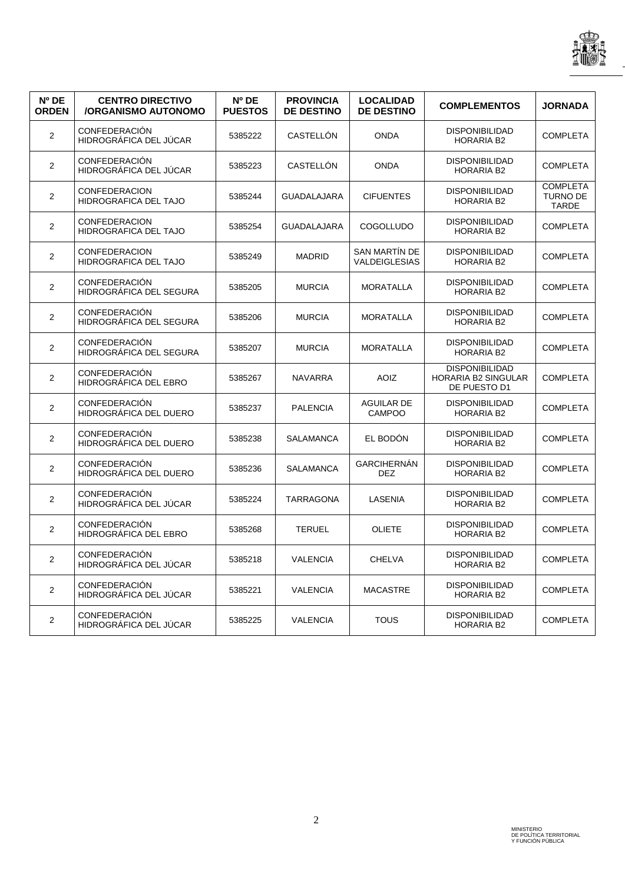| Nº DE ORDEN | CENTRO DIRECTIVO /ORGANISMO AUTONOMO | Nº DE PUESTOS | PROVINCIA DE DESTINO | LOCALIDAD DE DESTINO | COMPLEMENTOS | JORNADA |
|---|---|---|---|---|---|---|
| 2 | CONFEDERACIÓN HIDROGRÁFICA DEL JÚCAR | 5385222 | CASTELLÓN | ONDA | DISPONIBILIDAD HORARIA B2 | COMPLETA |
| 2 | CONFEDERACIÓN HIDROGRÁFICA DEL JÚCAR | 5385223 | CASTELLÓN | ONDA | DISPONIBILIDAD HORARIA B2 | COMPLETA |
| 2 | CONFEDERACION HIDROGRAFICA DEL TAJO | 5385244 | GUADALAJARA | CIFUENTES | DISPONIBILIDAD HORARIA B2 | COMPLETA TURNO DE TARDE |
| 2 | CONFEDERACION HIDROGRAFICA DEL TAJO | 5385254 | GUADALAJARA | COGOLLUDO | DISPONIBILIDAD HORARIA B2 | COMPLETA |
| 2 | CONFEDERACION HIDROGRAFICA DEL TAJO | 5385249 | MADRID | SAN MARTÍN DE VALDEIGLESIAS | DISPONIBILIDAD HORARIA B2 | COMPLETA |
| 2 | CONFEDERACIÓN HIDROGRÁFICA DEL SEGURA | 5385205 | MURCIA | MORATALLA | DISPONIBILIDAD HORARIA B2 | COMPLETA |
| 2 | CONFEDERACIÓN HIDROGRÁFICA DEL SEGURA | 5385206 | MURCIA | MORATALLA | DISPONIBILIDAD HORARIA B2 | COMPLETA |
| 2 | CONFEDERACIÓN HIDROGRÁFICA DEL SEGURA | 5385207 | MURCIA | MORATALLA | DISPONIBILIDAD HORARIA B2 | COMPLETA |
| 2 | CONFEDERACIÓN HIDROGRÁFICA DEL EBRO | 5385267 | NAVARRA | AOIZ | DISPONIBILIDAD HORARIA B2 SINGULAR DE PUESTO D1 | COMPLETA |
| 2 | CONFEDERACIÓN HIDROGRÁFICA DEL DUERO | 5385237 | PALENCIA | AGUILAR DE CAMPOO | DISPONIBILIDAD HORARIA B2 | COMPLETA |
| 2 | CONFEDERACIÓN HIDROGRÁFICA DEL DUERO | 5385238 | SALAMANCA | EL BODÓN | DISPONIBILIDAD HORARIA B2 | COMPLETA |
| 2 | CONFEDERACIÓN HIDROGRÁFICA DEL DUERO | 5385236 | SALAMANCA | GARCIHERNÁN DEZ | DISPONIBILIDAD HORARIA B2 | COMPLETA |
| 2 | CONFEDERACIÓN HIDROGRÁFICA DEL JÚCAR | 5385224 | TARRAGONA | LASENIA | DISPONIBILIDAD HORARIA B2 | COMPLETA |
| 2 | CONFEDERACIÓN HIDROGRÁFICA DEL EBRO | 5385268 | TERUEL | OLIETE | DISPONIBILIDAD HORARIA B2 | COMPLETA |
| 2 | CONFEDERACIÓN HIDROGRÁFICA DEL JÚCAR | 5385218 | VALENCIA | CHELVA | DISPONIBILIDAD HORARIA B2 | COMPLETA |
| 2 | CONFEDERACIÓN HIDROGRÁFICA DEL JÚCAR | 5385221 | VALENCIA | MACASTRE | DISPONIBILIDAD HORARIA B2 | COMPLETA |
| 2 | CONFEDERACIÓN HIDROGRÁFICA DEL JÚCAR | 5385225 | VALENCIA | TOUS | DISPONIBILIDAD HORARIA B2 | COMPLETA |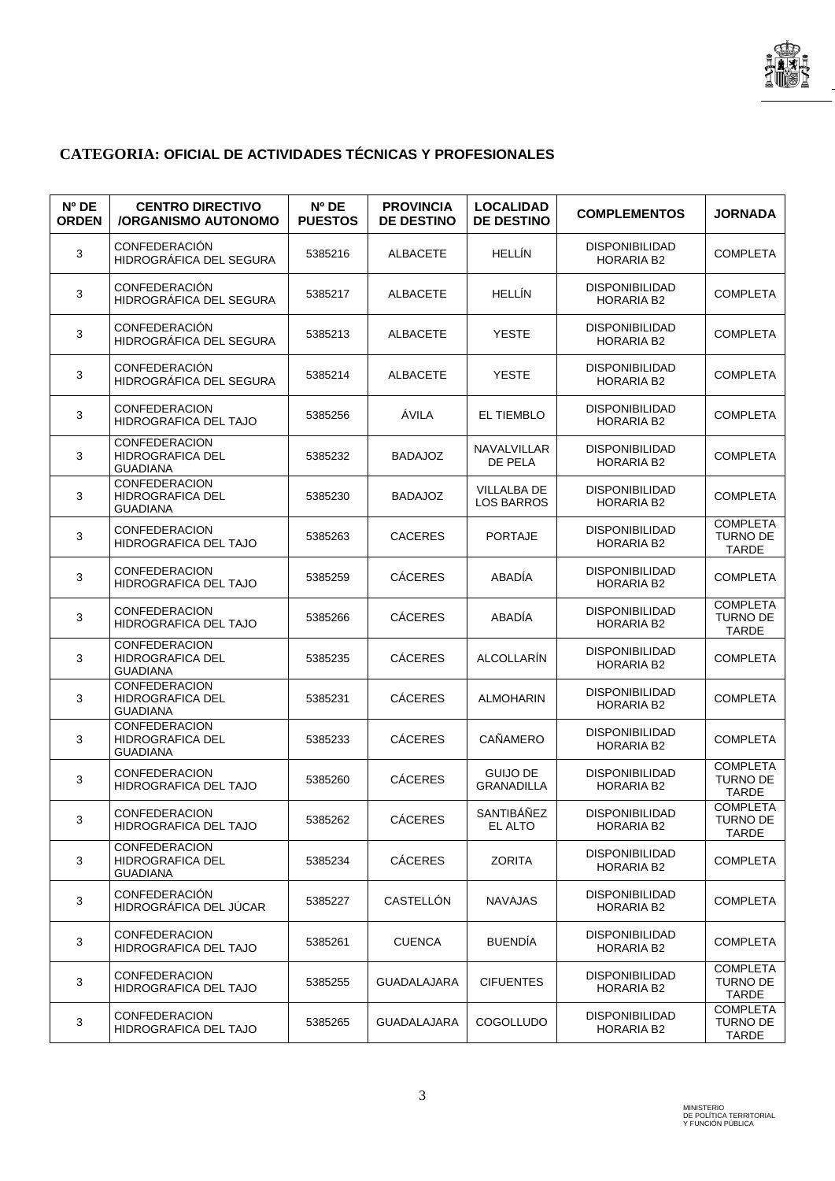**CATEGORIA: OFICIAL DE ACTIVIDADES TÉCNICAS Y PROFESIONALES**

| Nº DE ORDEN | CENTRO DIRECTIVO /ORGANISMO AUTONOMO | Nº DE PUESTOS | PROVINCIA DE DESTINO | LOCALIDAD DE DESTINO | COMPLEMENTOS | JORNADA |
|---|---|---|---|---|---|---|
| 3 | CONFEDERACIÓN HIDROGRÁFICA DEL SEGURA | 5385216 | ALBACETE | HELLÍN | DISPONIBILIDAD HORARIA B2 | COMPLETA |
| 3 | CONFEDERACIÓN HIDROGRÁFICA DEL SEGURA | 5385217 | ALBACETE | HELLÍN | DISPONIBILIDAD HORARIA B2 | COMPLETA |
| 3 | CONFEDERACIÓN HIDROGRÁFICA DEL SEGURA | 5385213 | ALBACETE | YESTE | DISPONIBILIDAD HORARIA B2 | COMPLETA |
| 3 | CONFEDERACIÓN HIDROGRÁFICA DEL SEGURA | 5385214 | ALBACETE | YESTE | DISPONIBILIDAD HORARIA B2 | COMPLETA |
| 3 | CONFEDERACION HIDROGRAFICA DEL TAJO | 5385256 | ÁVILA | EL TIEMBLO | DISPONIBILIDAD HORARIA B2 | COMPLETA |
| 3 | CONFEDERACION HIDROGRAFICA DEL GUADIANA | 5385232 | BADAJOZ | NAVALVILLAR DE PELA | DISPONIBILIDAD HORARIA B2 | COMPLETA |
| 3 | CONFEDERACION HIDROGRAFICA DEL GUADIANA | 5385230 | BADAJOZ | VILLALBA DE LOS BARROS | DISPONIBILIDAD HORARIA B2 | COMPLETA |
| 3 | CONFEDERACION HIDROGRAFICA DEL TAJO | 5385263 | CACERES | PORTAJE | DISPONIBILIDAD HORARIA B2 | COMPLETA TURNO DE TARDE |
| 3 | CONFEDERACION HIDROGRAFICA DEL TAJO | 5385259 | CÁCERES | ABADÍA | DISPONIBILIDAD HORARIA B2 | COMPLETA |
| 3 | CONFEDERACION HIDROGRAFICA DEL TAJO | 5385266 | CÁCERES | ABADÍA | DISPONIBILIDAD HORARIA B2 | COMPLETA TURNO DE TARDE |
| 3 | CONFEDERACION HIDROGRAFICA DEL GUADIANA | 5385235 | CÁCERES | ALCOLLARÍN | DISPONIBILIDAD HORARIA B2 | COMPLETA |
| 3 | CONFEDERACION HIDROGRAFICA DEL GUADIANA | 5385231 | CÁCERES | ALMOHARIN | DISPONIBILIDAD HORARIA B2 | COMPLETA |
| 3 | CONFEDERACION HIDROGRAFICA DEL GUADIANA | 5385233 | CÁCERES | CAÑAMERO | DISPONIBILIDAD HORARIA B2 | COMPLETA |
| 3 | CONFEDERACION HIDROGRAFICA DEL TAJO | 5385260 | CÁCERES | GUIJO DE GRANADILLA | DISPONIBILIDAD HORARIA B2 | COMPLETA TURNO DE TARDE |
| 3 | CONFEDERACION HIDROGRAFICA DEL TAJO | 5385262 | CÁCERES | SANTIBÁÑEZ EL ALTO | DISPONIBILIDAD HORARIA B2 | COMPLETA TURNO DE TARDE |
| 3 | CONFEDERACION HIDROGRAFICA DEL GUADIANA | 5385234 | CÁCERES | ZORITA | DISPONIBILIDAD HORARIA B2 | COMPLETA |
| 3 | CONFEDERACIÓN HIDROGRÁFICA DEL JÚCAR | 5385227 | CASTELLÓN | NAVAJAS | DISPONIBILIDAD HORARIA B2 | COMPLETA |
| 3 | CONFEDERACION HIDROGRAFICA DEL TAJO | 5385261 | CUENCA | BUENDÍA | DISPONIBILIDAD HORARIA B2 | COMPLETA |
| 3 | CONFEDERACION HIDROGRAFICA DEL TAJO | 5385255 | GUADALAJARA | CIFUENTES | DISPONIBILIDAD HORARIA B2 | COMPLETA TURNO DE TARDE |
| 3 | CONFEDERACION HIDROGRAFICA DEL TAJO | 5385265 | GUADALAJARA | COGOLLUDO | DISPONIBILIDAD HORARIA B2 | COMPLETA TURNO DE TARDE |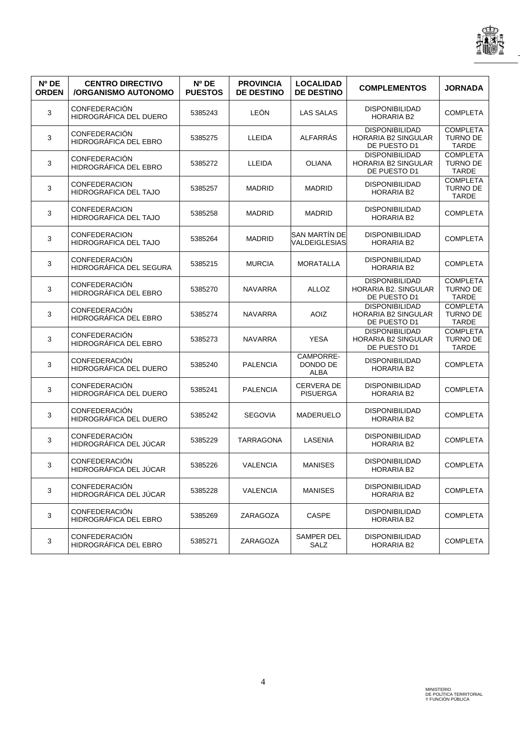| Nº DE ORDEN | CENTRO DIRECTIVO /ORGANISMO AUTONOMO | Nº DE PUESTOS | PROVINCIA DE DESTINO | LOCALIDAD DE DESTINO | COMPLEMENTOS | JORNADA |
|---|---|---|---|---|---|---|
| 3 | CONFEDERACIÓN HIDROGRÁFICA DEL DUERO | 5385243 | LEÓN | LAS SALAS | DISPONIBILIDAD HORARIA B2 | COMPLETA |
| 3 | CONFEDERACIÓN HIDROGRÁFICA DEL EBRO | 5385275 | LLEIDA | ALFARRÁS | DISPONIBILIDAD HORARIA B2 SINGULAR DE PUESTO D1 | COMPLETA TURNO DE TARDE |
| 3 | CONFEDERACIÓN HIDROGRÁFICA DEL EBRO | 5385272 | LLEIDA | OLIANA | DISPONIBILIDAD HORARIA B2 SINGULAR DE PUESTO D1 | COMPLETA TURNO DE TARDE |
| 3 | CONFEDERACION HIDROGRAFICA DEL TAJO | 5385257 | MADRID | MADRID | DISPONIBILIDAD HORARIA B2 | COMPLETA TURNO DE TARDE |
| 3 | CONFEDERACION HIDROGRAFICA DEL TAJO | 5385258 | MADRID | MADRID | DISPONIBILIDAD HORARIA B2 | COMPLETA |
| 3 | CONFEDERACION HIDROGRAFICA DEL TAJO | 5385264 | MADRID | SAN MARTÍN DE VALDEIGLESIAS | DISPONIBILIDAD HORARIA B2 | COMPLETA |
| 3 | CONFEDERACIÓN HIDROGRÁFICA DEL SEGURA | 5385215 | MURCIA | MORATALLA | DISPONIBILIDAD HORARIA B2 | COMPLETA |
| 3 | CONFEDERACIÓN HIDROGRÁFICA DEL EBRO | 5385270 | NAVARRA | ALLOZ | DISPONIBILIDAD HORARIA B2. SINGULAR DE PUESTO D1 | COMPLETA TURNO DE TARDE |
| 3 | CONFEDERACIÓN HIDROGRÁFICA DEL EBRO | 5385274 | NAVARRA | AOIZ | DISPONIBILIDAD HORARIA B2 SINGULAR DE PUESTO D1 | COMPLETA TURNO DE TARDE |
| 3 | CONFEDERACIÓN HIDROGRÁFICA DEL EBRO | 5385273 | NAVARRA | YESA | DISPONIBILIDAD HORARIA B2 SINGULAR DE PUESTO D1 | COMPLETA TURNO DE TARDE |
| 3 | CONFEDERACIÓN HIDROGRÁFICA DEL DUERO | 5385240 | PALENCIA | CAMPORRE-DONDO DE ALBA | DISPONIBILIDAD HORARIA B2 | COMPLETA |
| 3 | CONFEDERACIÓN HIDROGRÁFICA DEL DUERO | 5385241 | PALENCIA | CERVERA DE PISUERGA | DISPONIBILIDAD HORARIA B2 | COMPLETA |
| 3 | CONFEDERACIÓN HIDROGRÁFICA DEL DUERO | 5385242 | SEGOVIA | MADERUELO | DISPONIBILIDAD HORARIA B2 | COMPLETA |
| 3 | CONFEDERACIÓN HIDROGRÁFICA DEL JÚCAR | 5385229 | TARRAGONA | LASENIA | DISPONIBILIDAD HORARIA B2 | COMPLETA |
| 3 | CONFEDERACIÓN HIDROGRÁFICA DEL JÚCAR | 5385226 | VALENCIA | MANISES | DISPONIBILIDAD HORARIA B2 | COMPLETA |
| 3 | CONFEDERACIÓN HIDROGRÁFICA DEL JÚCAR | 5385228 | VALENCIA | MANISES | DISPONIBILIDAD HORARIA B2 | COMPLETA |
| 3 | CONFEDERACIÓN HIDROGRÁFICA DEL EBRO | 5385269 | ZARAGOZA | CASPE | DISPONIBILIDAD HORARIA B2 | COMPLETA |
| 3 | CONFEDERACIÓN HIDROGRÁFICA DEL EBRO | 5385271 | ZARAGOZA | SAMPER DEL SALZ | DISPONIBILIDAD HORARIA B2 | COMPLETA |